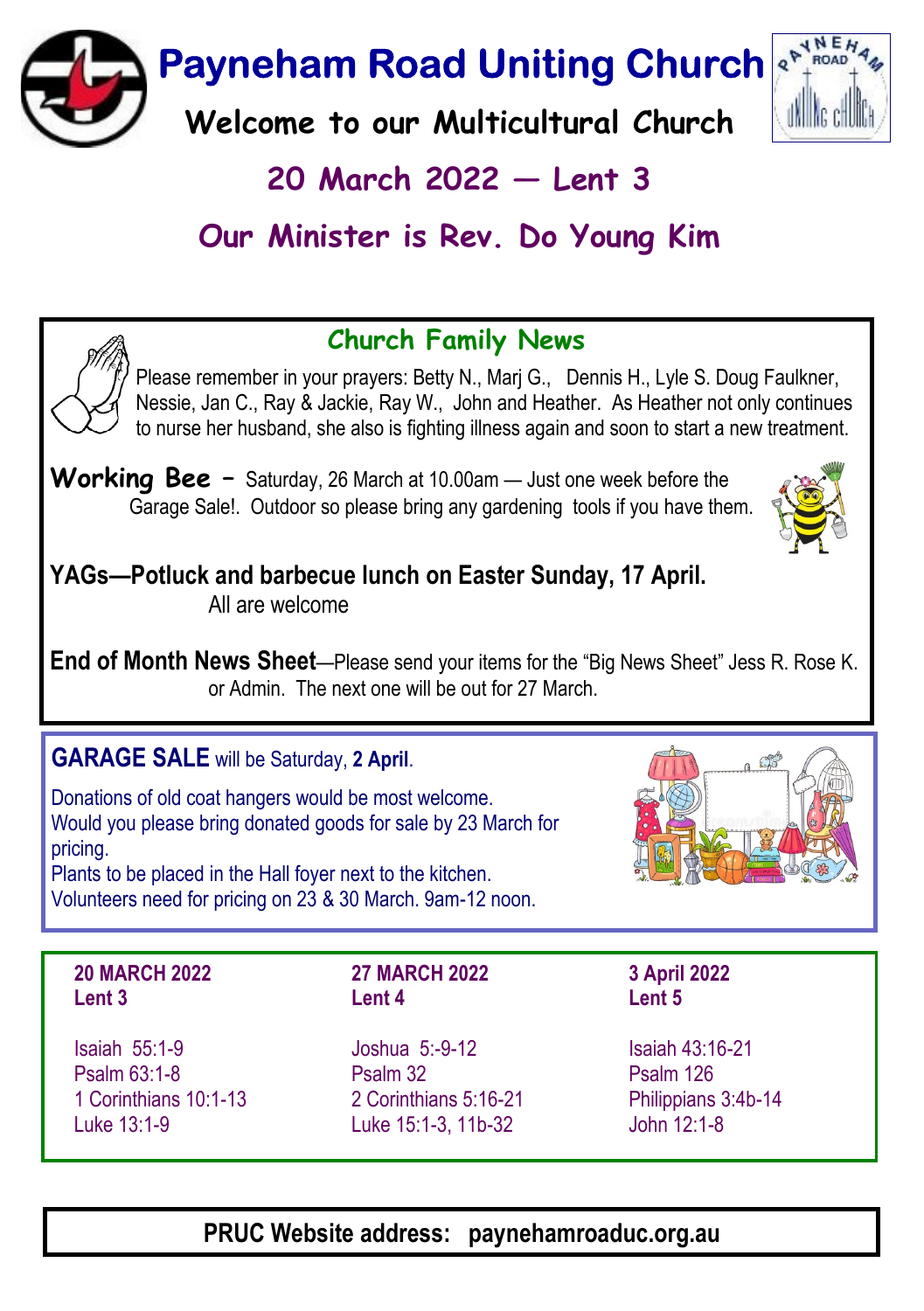# Payneham Road Uniting Church

## Welcome to our Multicultural Church

## 20 March 2022 — Lent 3

## Our Minister is Rev. Do Young Kim

### Church Family News

Please remember in your prayers: Betty N., Marj G., Dennis H., Lyle S. Doug Faulkner, Nessie, Jan C., Ray & Jackie, Ray W., John and Heather. As Heather not only continues to nurse her husband, she also is fighting illness again and soon to start a new treatment.

**Working Bee** – Saturday, 26 March at 10.00am — Just one week before the Garage Sale!. Outdoor so please bring any gardening tools if you have them.

**YAGs—Potluck and barbecue lunch on Easter Sunday, 17 April.**
All are welcome

**End of Month News Sheet**—Please send your items for the "Big News Sheet" Jess R. Rose K. or Admin. The next one will be out for 27 March.

**GARAGE SALE** will be Saturday, **2 April**.

Donations of old coat hangers would be most welcome.
Would you please bring donated goods for sale by 23 March for pricing.
Plants to be placed in the Hall foyer next to the kitchen.
Volunteers need for pricing on 23 & 30 March. 9am-12 noon.

| 20 MARCH 2022 Lent 3 | 27 MARCH 2022 Lent 4 | 3 April 2022 Lent 5 |
|---|---|---|
| Isaiah 55:1-9 | Joshua 5:-9-12 | Isaiah 43:16-21 |
| Psalm 63:1-8 | Psalm 32 | Psalm 126 |
| 1 Corinthians 10:1-13 | 2 Corinthians 5:16-21 | Philippians 3:4b-14 |
| Luke 13:1-9 | Luke 15:1-3, 11b-32 | John 12:1-8 |

**PRUC Website address: paynehamroaduc.org.au**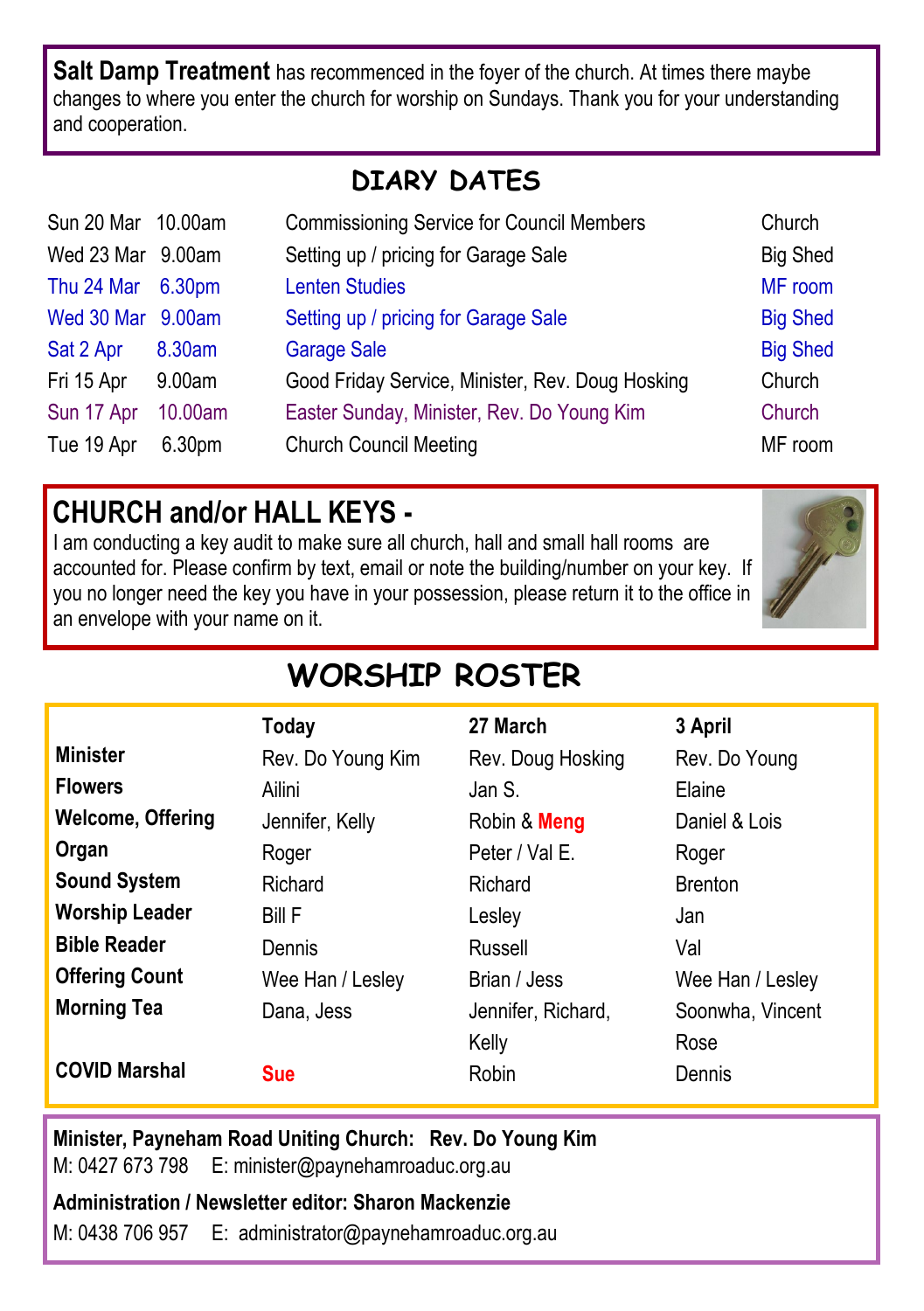**Salt Damp Treatment** has recommenced in the foyer of the church. At times there maybe changes to where you enter the church for worship on Sundays. Thank you for your understanding and cooperation.

## DIARY DATES

| | | | |
|---|---|---|---|
| Sun 20 Mar | 10.00am | Commissioning Service for Council Members | Church |
| Wed 23 Mar | 9.00am | Setting up / pricing for Garage Sale | Big Shed |
| Thu 24 Mar | 6.30pm | Lenten Studies | MF room |
| Wed 30 Mar | 9.00am | Setting up / pricing for Garage Sale | Big Shed |
| Sat 2 Apr | 8.30am | Garage Sale | Big Shed |
| Fri 15 Apr | 9.00am | Good Friday Service, Minister, Rev. Doug Hosking | Church |
| Sun 17 Apr | 10.00am | Easter Sunday, Minister, Rev. Do Young Kim | Church |
| Tue 19 Apr | 6.30pm | Church Council Meeting | MF room |

## CHURCH and/or HALL KEYS -

I am conducting a key audit to make sure all church, hall and small hall rooms are accounted for. Please confirm by text, email or note the building/number on your key. If you no longer need the key you have in your possession, please return it to the office in an envelope with your name on it.

## WORSHIP ROSTER

| | Today | 27 March | 3 April |
|---|---|---|---|
| **Minister** | Rev. Do Young Kim | Rev. Doug Hosking | Rev. Do Young |
| **Flowers** | Ailini | Jan S. | Elaine |
| **Welcome, Offering** | Jennifer, Kelly | Robin & **Meng** | Daniel & Lois |
| **Organ** | Roger | Peter / Val E. | Roger |
| **Sound System** | Richard | Richard | Brenton |
| **Worship Leader** | Bill F | Lesley | Jan |
| **Bible Reader** | Dennis | Russell | Val |
| **Offering Count** | Wee Han / Lesley | Brian / Jess | Wee Han / Lesley |
| **Morning Tea** | Dana, Jess | Jennifer, Richard, Kelly | Soonwha, Vincent Rose |
| **COVID Marshal** | **Sue** | Robin | Dennis |

**Minister, Payneham Road Uniting Church: Rev. Do Young Kim**
M: 0427 673 798 E: minister@paynehamroaduc.org.au

**Administration / Newsletter editor: Sharon Mackenzie**
M: 0438 706 957 E: administrator@paynehamroaduc.org.au